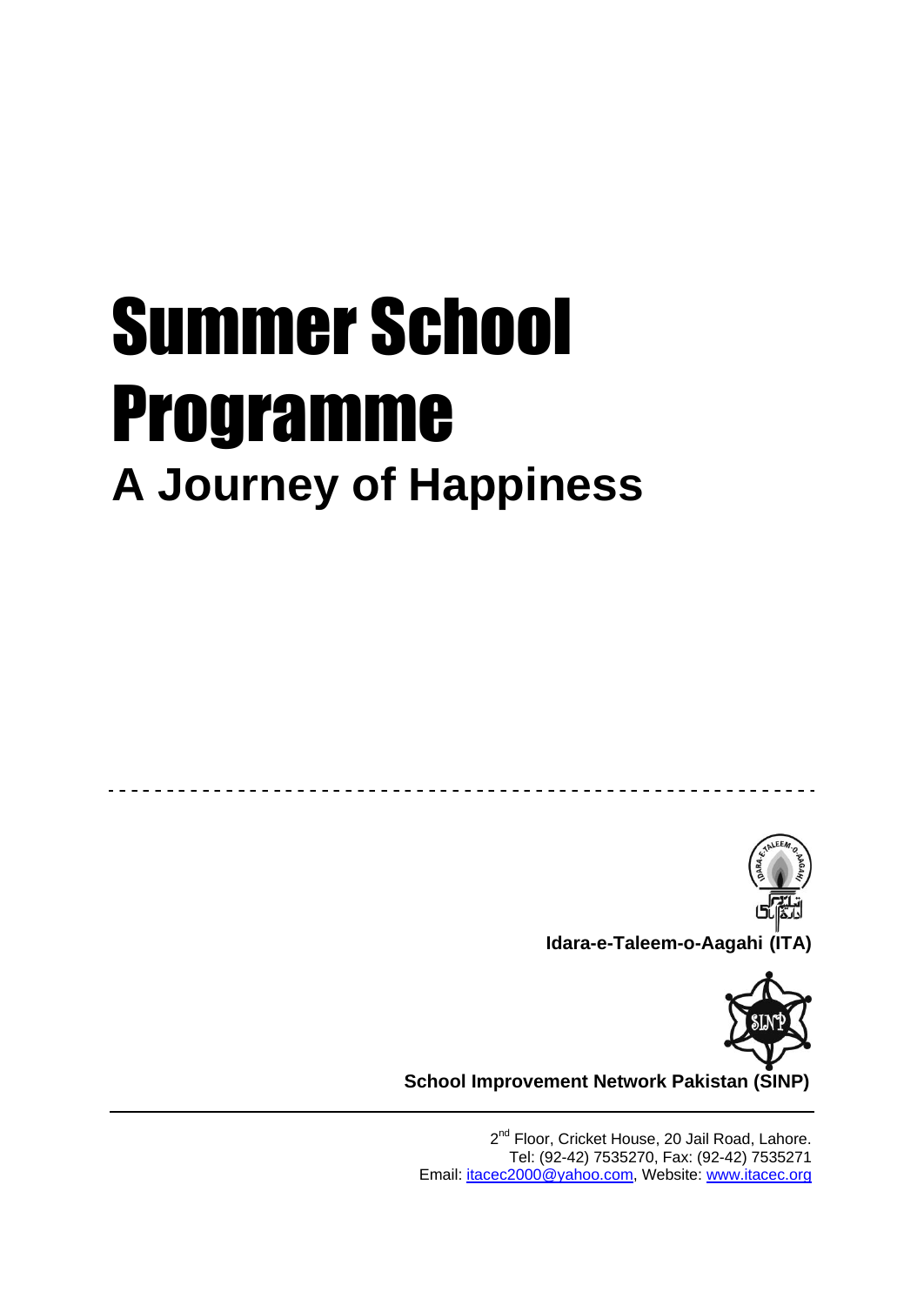# Summer School Programme

## A Journey of Happiness

---

**Idara-e-Taleem-o-Aagahi (ITA)**

**School Improvement Network Pakistan (SINP)**

2nd Floor, Cricket House, 20 Jail Road, Lahore.
Tel: (92-42) 7535270, Fax: (92-42) 7535271
Email: itacec2000@yahoo.com, Website: www.itacec.org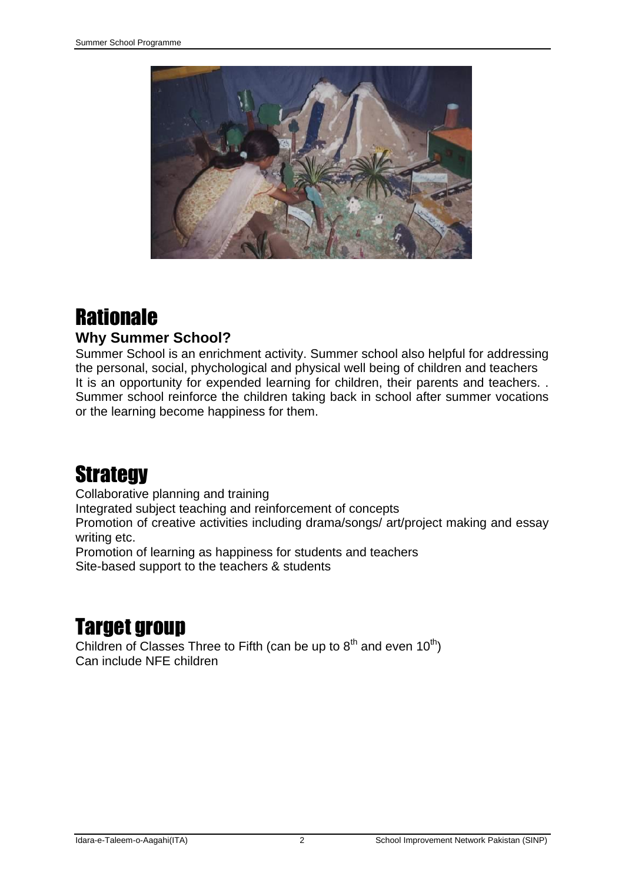# Rationale

**Why Summer School?**

Summer School is an enrichment activity. Summer school also helpful for addressing the personal, social, phychological and physical well being of children and teachers
It is an opportunity for expended learning for children, their parents and teachers. . Summer school reinforce the children taking back in school after summer vocations or the learning become happiness for them.

# Strategy

Collaborative planning and training
Integrated subject teaching and reinforcement of concepts
Promotion of creative activities including drama/songs/ art/project making and essay writing etc.
Promotion of learning as happiness for students and teachers
Site-based support to the teachers & students

# Target group

Children of Classes Three to Fifth (can be up to 8th and even 10th)
Can include NFE children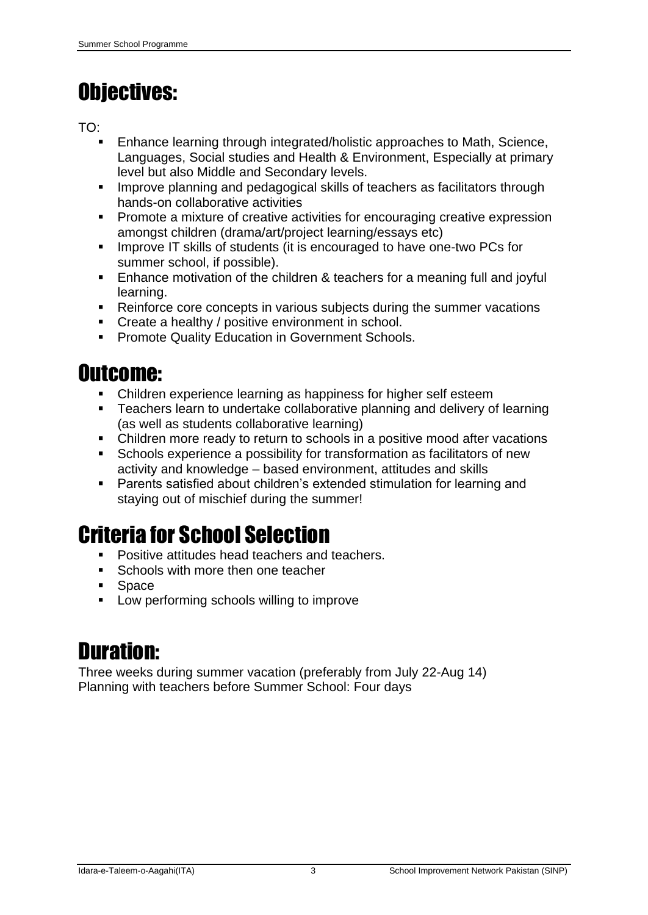## Objectives:

TO:

- Enhance learning through integrated/holistic approaches to Math, Science, Languages, Social studies and Health & Environment, Especially at primary level but also Middle and Secondary levels.
- Improve planning and pedagogical skills of teachers as facilitators through hands-on collaborative activities
- Promote a mixture of creative activities for encouraging creative expression amongst children (drama/art/project learning/essays etc)
- Improve IT skills of students (it is encouraged to have one-two PCs for summer school, if possible).
- Enhance motivation of the children & teachers for a meaning full and joyful learning.
- Reinforce core concepts in various subjects during the summer vacations
- Create a healthy / positive environment in school.
- Promote Quality Education in Government Schools.

## Outcome:

- Children experience learning as happiness for higher self esteem
- Teachers learn to undertake collaborative planning and delivery of learning (as well as students collaborative learning)
- Children more ready to return to schools in a positive mood after vacations
- Schools experience a possibility for transformation as facilitators of new activity and knowledge – based environment, attitudes and skills
- Parents satisfied about children's extended stimulation for learning and staying out of mischief during the summer!

## Criteria for School Selection

- Positive attitudes head teachers and teachers.
- Schools with more then one teacher
- Space
- Low performing schools willing to improve

## Duration:

Three weeks during summer vacation (preferably from July 22-Aug 14)
Planning with teachers before Summer School: Four days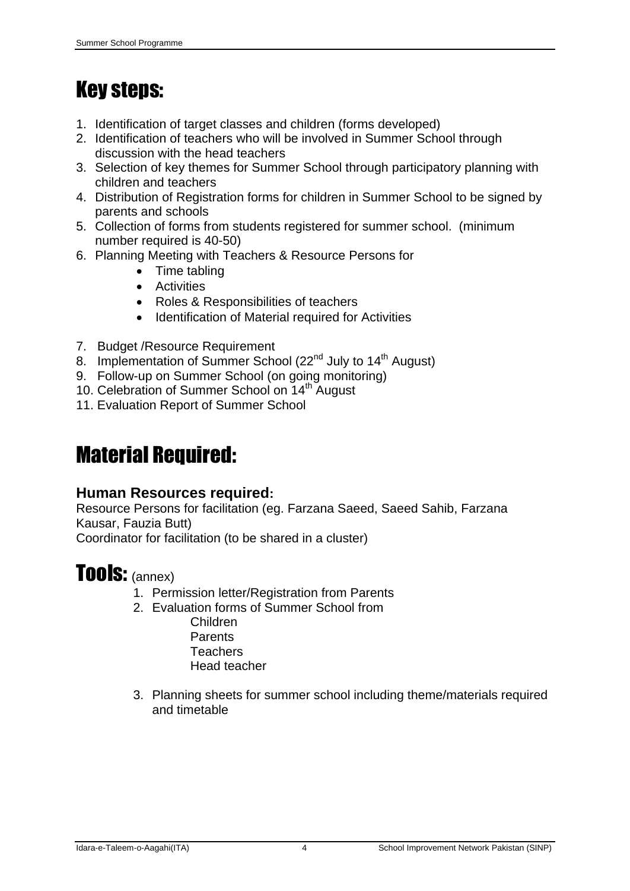# Key steps:

1. Identification of target classes and children (forms developed)
2. Identification of teachers who will be involved in Summer School through discussion with the head teachers
3. Selection of key themes for Summer School through participatory planning with children and teachers
4. Distribution of Registration forms for children in Summer School to be signed by parents and schools
5. Collection of forms from students registered for summer school. (minimum number required is 40-50)
6. Planning Meeting with Teachers & Resource Persons for
    - Time tabling
    - Activities
    - Roles & Responsibilities of teachers
    - Identification of Material required for Activities
7. Budget /Resource Requirement
8. Implementation of Summer School (22nd July to 14th August)
9. Follow-up on Summer School (on going monitoring)
10. Celebration of Summer School on 14th August
11. Evaluation Report of Summer School

# Material Required:

### Human Resources required:

Resource Persons for facilitation (eg. Farzana Saeed, Saeed Sahib, Farzana Kausar, Fauzia Butt)
Coordinator for facilitation (to be shared in a cluster)

# Tools: (annex)

1. Permission letter/Registration from Parents
2. Evaluation forms of Summer School from
    Children
    Parents
    Teachers
    Head teacher
3. Planning sheets for summer school including theme/materials required and timetable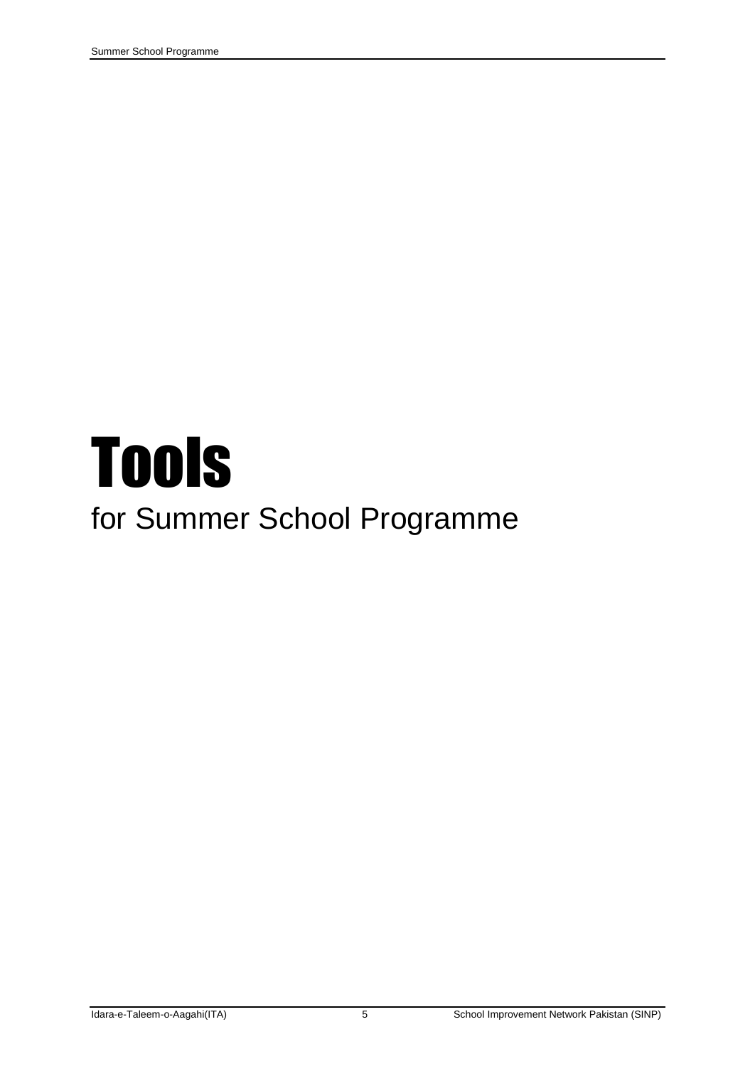# Tools

for Summer School Programme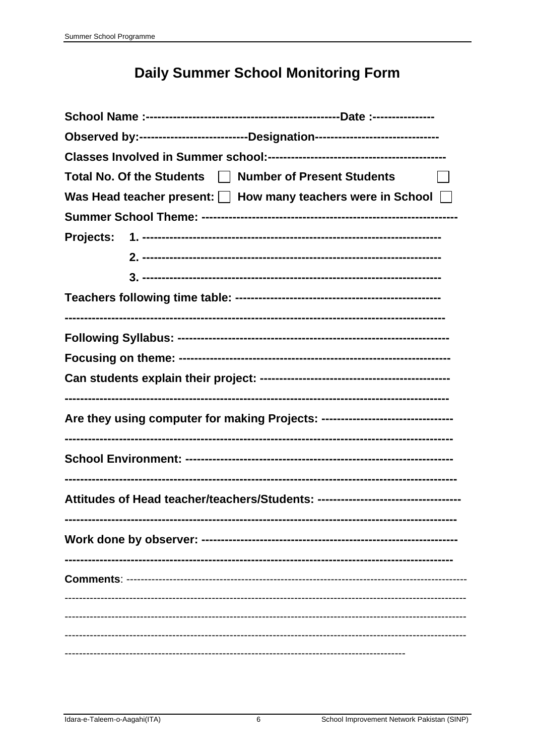# Daily Summer School Monitoring Form

**School Name :------------------------------------------------Date :---------------**

**Observed by:--------------------------Designation------------------------------**

**Classes Involved in Summer school:-------------------------------------------**

**Total No. Of the Students** ☐ **Number of Present Students** ☐

**Was Head teacher present:** ☐ **How many teachers were in School** ☐

**Summer School Theme: -------------------------------------------------------------**

**Projects: 1. ----------------------------------------------------------------------**

**2. ----------------------------------------------------------------------**

**3. ----------------------------------------------------------------------**

**Teachers following time table: --------------------------------------------------**

**------------------------------------------------------------------------------------------**

**Following Syllabus: ------------------------------------------------------------------**

**Focusing on theme: -------------------------------------------------------------------**

**Can students explain their project: ----------------------------------------------**

**------------------------------------------------------------------------------------------**

**Are they using computer for making Projects: --------------------------------**

**------------------------------------------------------------------------------------------**

**School Environment: -----------------------------------------------------------------**

**------------------------------------------------------------------------------------------**

**Attitudes of Head teacher/teachers/Students: -----------------------------------**

**------------------------------------------------------------------------------------------**

**Work done by observer: --------------------------------------------------------------**

**------------------------------------------------------------------------------------------**

**Comments**: ------------------------------------------------------------------------------------------

------------------------------------------------------------------------------------------------------------

------------------------------------------------------------------------------------------------------------

------------------------------------------------------------------------------------------------------------

------------------------------------------------------------------------------------------